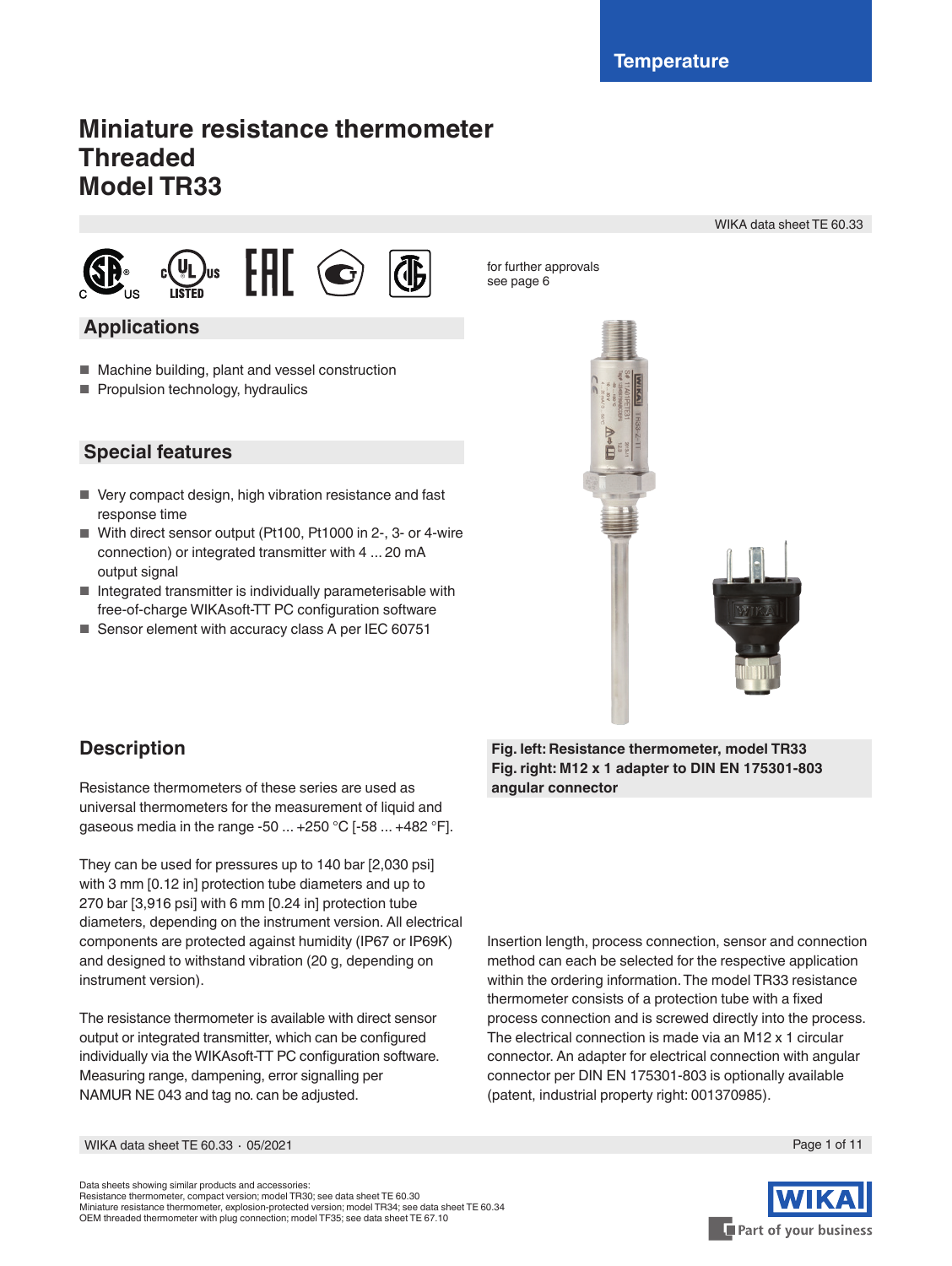Temperature

# Miniature resistance thermometer
# Threaded
# Model TR33

WIKA data sheet TE 60.33

for further approvals see page 6

## Applications

- Machine building, plant and vessel construction
- Propulsion technology, hydraulics

## Special features

- Very compact design, high vibration resistance and fast response time
- With direct sensor output (Pt100, Pt1000 in 2-, 3- or 4-wire connection) or integrated transmitter with 4 ... 20 mA output signal
- Integrated transmitter is individually parameterisable with free-of-charge WIKAsoft-TT PC configuration software
- Sensor element with accuracy class A per IEC 60751

**Fig. left: Resistance thermometer, model TR33**
**Fig. right: M12 x 1 adapter to DIN EN 175301-803 angular connector**

## Description

Resistance thermometers of these series are used as universal thermometers for the measurement of liquid and gaseous media in the range -50 ... +250 °C [-58 ... +482 °F].

They can be used for pressures up to 140 bar [2,030 psi] with 3 mm [0.12 in] protection tube diameters and up to 270 bar [3,916 psi] with 6 mm [0.24 in] protection tube diameters, depending on the instrument version. All electrical components are protected against humidity (IP67 or IP69K) and designed to withstand vibration (20 g, depending on instrument version).

The resistance thermometer is available with direct sensor output or integrated transmitter, which can be configured individually via the WIKAsoft-TT PC configuration software. Measuring range, dampening, error signalling per NAMUR NE 043 and tag no. can be adjusted.

Insertion length, process connection, sensor and connection method can each be selected for the respective application within the ordering information. The model TR33 resistance thermometer consists of a protection tube with a fixed process connection and is screwed directly into the process. The electrical connection is made via an M12 x 1 circular connector. An adapter for electrical connection with angular connector per DIN EN 175301-803 is optionally available (patent, industrial property right: 001370985).

Data sheets showing similar products and accessories:
Resistance thermometer, compact version; model TR30; see data sheet TE 60.30
Miniature resistance thermometer, explosion-protected version; model TR34; see data sheet TE 60.34
OEM threaded thermometer with plug connection; model TF35; see data sheet TE 67.10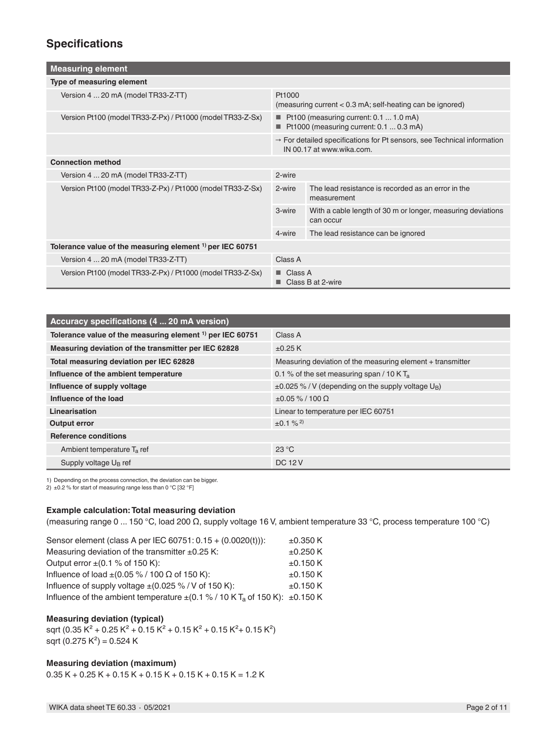## Specifications

| Measuring element | | |
|---|---|---|
| **Type of measuring element** | | |
| Version 4 ... 20 mA (model TR33-Z-TT) | Pt1000 (measuring current < 0.3 mA; self-heating can be ignored) | |
| Version Pt100 (model TR33-Z-Px) / Pt1000 (model TR33-Z-Sx) | ■ Pt100 (measuring current: 0.1 ... 1.0 mA)<br>■ Pt1000 (measuring current: 0.1 ... 0.3 mA) | |
| | → For detailed specifications for Pt sensors, see Technical information IN 00.17 at www.wika.com. | |
| **Connection method** | | |
| Version 4 ... 20 mA (model TR33-Z-TT) | 2-wire | |
| Version Pt100 (model TR33-Z-Px) / Pt1000 (model TR33-Z-Sx) | 2-wire | The lead resistance is recorded as an error in the measurement |
| | 3-wire | With a cable length of 30 m or longer, measuring deviations can occur |
| | 4-wire | The lead resistance can be ignored |
| **Tolerance value of the measuring element [1] per IEC 60751** | | |
| Version 4 ... 20 mA (model TR33-Z-TT) | Class A | |
| Version Pt100 (model TR33-Z-Px) / Pt1000 (model TR33-Z-Sx) | ■ Class A<br>■ Class B at 2-wire | |

| Accuracy specifications (4 ... 20 mA version) | |
|---|---|
| **Tolerance value of the measuring element [1] per IEC 60751** | Class A |
| **Measuring deviation of the transmitter per IEC 62828** | ±0.25 K |
| **Total measuring deviation per IEC 62828** | Measuring deviation of the measuring element + transmitter |
| **Influence of the ambient temperature** | 0.1 % of the set measuring span / 10 K $T_a$ |
| **Influence of supply voltage** | ±0.025 % / V (depending on the supply voltage $U_B$) |
| **Influence of the load** | ±0.05 % / 100 Ω |
| **Linearisation** | Linear to temperature per IEC 60751 |
| **Output error** | ±0.1 % [2] |
| **Reference conditions** | |
| Ambient temperature $T_a$ ref | 23 °C |
| Supply voltage $U_B$ ref | DC 12 V |

1) Depending on the process connection, the deviation can be bigger.
2) ±0.2 % for start of measuring range less than 0 °C [32 °F]

### Example calculation: Total measuring deviation

(measuring range 0 ... 150 °C, load 200 Ω, supply voltage 16 V, ambient temperature 33 °C, process temperature 100 °C)

| | |
|---|---|
| Sensor element (class A per IEC 60751: 0.15 + (0.0020(t))): | ±0.350 K |
| Measuring deviation of the transmitter ±0.25 K: | ±0.250 K |
| Output error ±(0.1 % of 150 K): | ±0.150 K |
| Influence of load ±(0.05 % / 100 Ω of 150 K): | ±0.150 K |
| Influence of supply voltage ±(0.025 % / V of 150 K): | ±0.150 K |
| Influence of the ambient temperature ±(0.1 % / 10 K $T_a$ of 150 K): | ±0.150 K |

### Measuring deviation (typical)

sqrt $(0.35\ K^2 + 0.25\ K^2 + 0.15\ K^2 + 0.15\ K^2 + 0.15\ K^2 + 0.15\ K^2)$
sqrt $(0.275\ K^2) = 0.524\ K$

### Measuring deviation (maximum)

0.35 K + 0.25 K + 0.15 K + 0.15 K + 0.15 K + 0.15 K = 1.2 K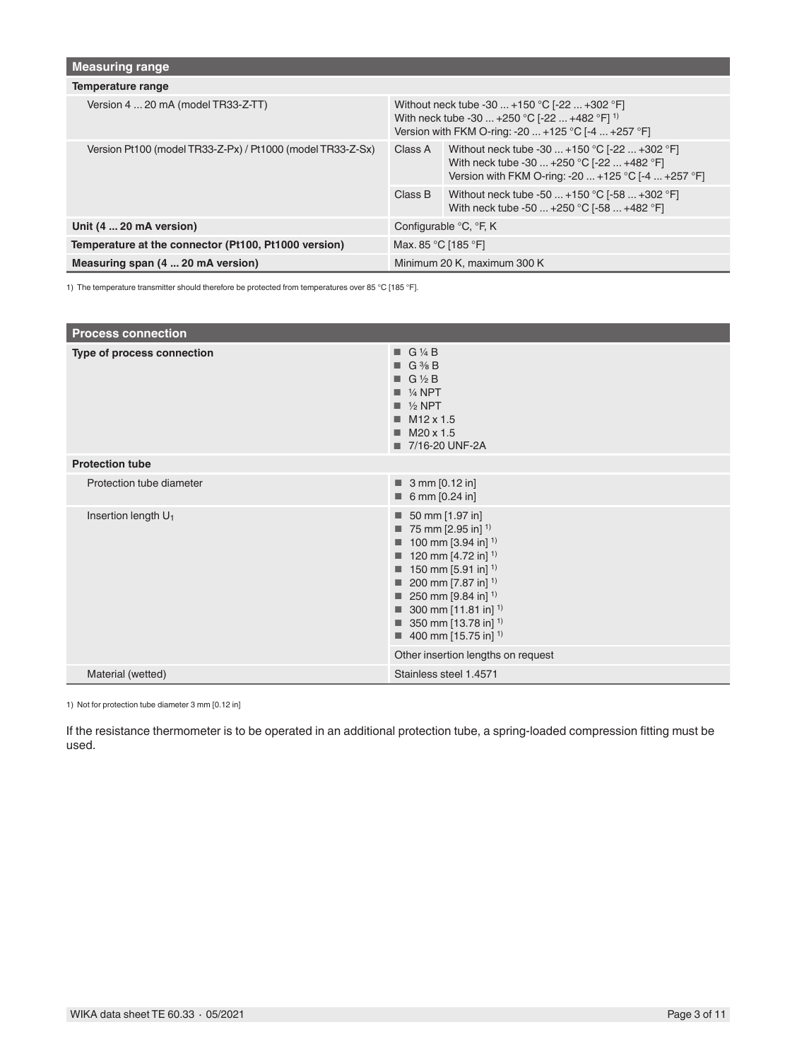## Measuring range

| Measuring range | | |
|---|---|---|
| **Temperature range** | | |
| Version 4 ... 20 mA (model TR33-Z-TT) | Without neck tube -30 ... +150 °C [-22 ... +302 °F]<br>With neck tube -30 ... +250 °C [-22 ... +482 °F] [1]<br>Version with FKM O-ring: -20 ... +125 °C [-4 ... +257 °F] | |
| Version Pt100 (model TR33-Z-Px) / Pt1000 (model TR33-Z-Sx) | Class A | Without neck tube -30 ... +150 °C [-22 ... +302 °F]<br>With neck tube -30 ... +250 °C [-22 ... +482 °F]<br>Version with FKM O-ring: -20 ... +125 °C [-4 ... +257 °F] |
| | Class B | Without neck tube -50 ... +150 °C [-58 ... +302 °F]<br>With neck tube -50 ... +250 °C [-58 ... +482 °F] |
| **Unit (4 ... 20 mA version)** | Configurable °C, °F, K | |
| **Temperature at the connector (Pt100, Pt1000 version)** | Max. 85 °C [185 °F] | |
| **Measuring span (4 ... 20 mA version)** | Minimum 20 K, maximum 300 K | |

1) The temperature transmitter should therefore be protected from temperatures over 85 °C [185 °F].

## Process connection

| Process connection | |
|---|---|
| **Type of process connection** | ■ G ¼ B<br>■ G ⅜ B<br>■ G ½ B<br>■ ¼ NPT<br>■ ½ NPT<br>■ M12 x 1.5<br>■ M20 x 1.5<br>■ 7/16-20 UNF-2A |
| **Protection tube** | |
| Protection tube diameter | ■ 3 mm [0.12 in]<br>■ 6 mm [0.24 in] |
| Insertion length $U_1$ | ■ 50 mm [1.97 in]<br>■ 75 mm [2.95 in] [1]<br>■ 100 mm [3.94 in] [1]<br>■ 120 mm [4.72 in] [1]<br>■ 150 mm [5.91 in] [1]<br>■ 200 mm [7.87 in] [1]<br>■ 250 mm [9.84 in] [1]<br>■ 300 mm [11.81 in] [1]<br>■ 350 mm [13.78 in] [1]<br>■ 400 mm [15.75 in] [1] |
| | Other insertion lengths on request |
| Material (wetted) | Stainless steel 1.4571 |

1) Not for protection tube diameter 3 mm [0.12 in]

If the resistance thermometer is to be operated in an additional protection tube, a spring-loaded compression fitting must be used.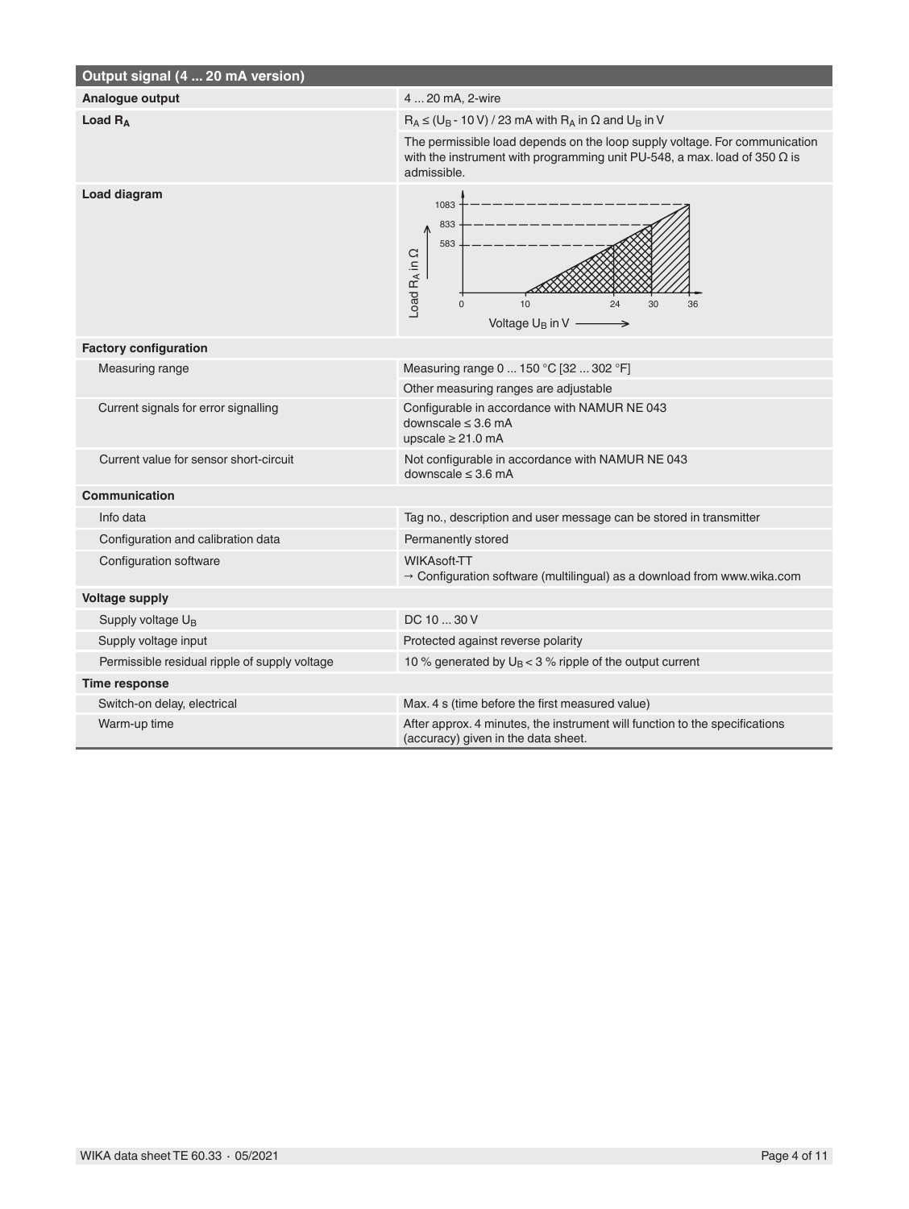| Output signal (4 ... 20 mA version) | |
|---|---|
| **Analogue output** | 4 ... 20 mA, 2-wire |
| **Load $R_A$** | $R_A \leq (U_B - 10\ V) / 23\ mA$ with $R_A$ in Ω and $U_B$ in V |
| | The permissible load depends on the loop supply voltage. For communication with the instrument with programming unit PU-548, a max. load of 350 Ω is admissible. |
| **Load diagram** | Load $R_A$ in Ω: 583, 833, 1083; Voltage $U_B$ in V: 0, 10, 24, 30, 36 |
| **Factory configuration** | |
| Measuring range | Measuring range 0 ... 150 °C [32 ... 302 °F] |
| | Other measuring ranges are adjustable |
| Current signals for error signalling | Configurable in accordance with NAMUR NE 043<br>downscale ≤ 3.6 mA<br>upscale ≥ 21.0 mA |
| Current value for sensor short-circuit | Not configurable in accordance with NAMUR NE 043<br>downscale ≤ 3.6 mA |
| **Communication** | |
| Info data | Tag no., description and user message can be stored in transmitter |
| Configuration and calibration data | Permanently stored |
| Configuration software | WIKAsoft-TT<br>→ Configuration software (multilingual) as a download from www.wika.com |
| **Voltage supply** | |
| Supply voltage $U_B$ | DC 10 ... 30 V |
| Supply voltage input | Protected against reverse polarity |
| Permissible residual ripple of supply voltage | 10 % generated by $U_B$ < 3 % ripple of the output current |
| **Time response** | |
| Switch-on delay, electrical | Max. 4 s (time before the first measured value) |
| Warm-up time | After approx. 4 minutes, the instrument will function to the specifications (accuracy) given in the data sheet. |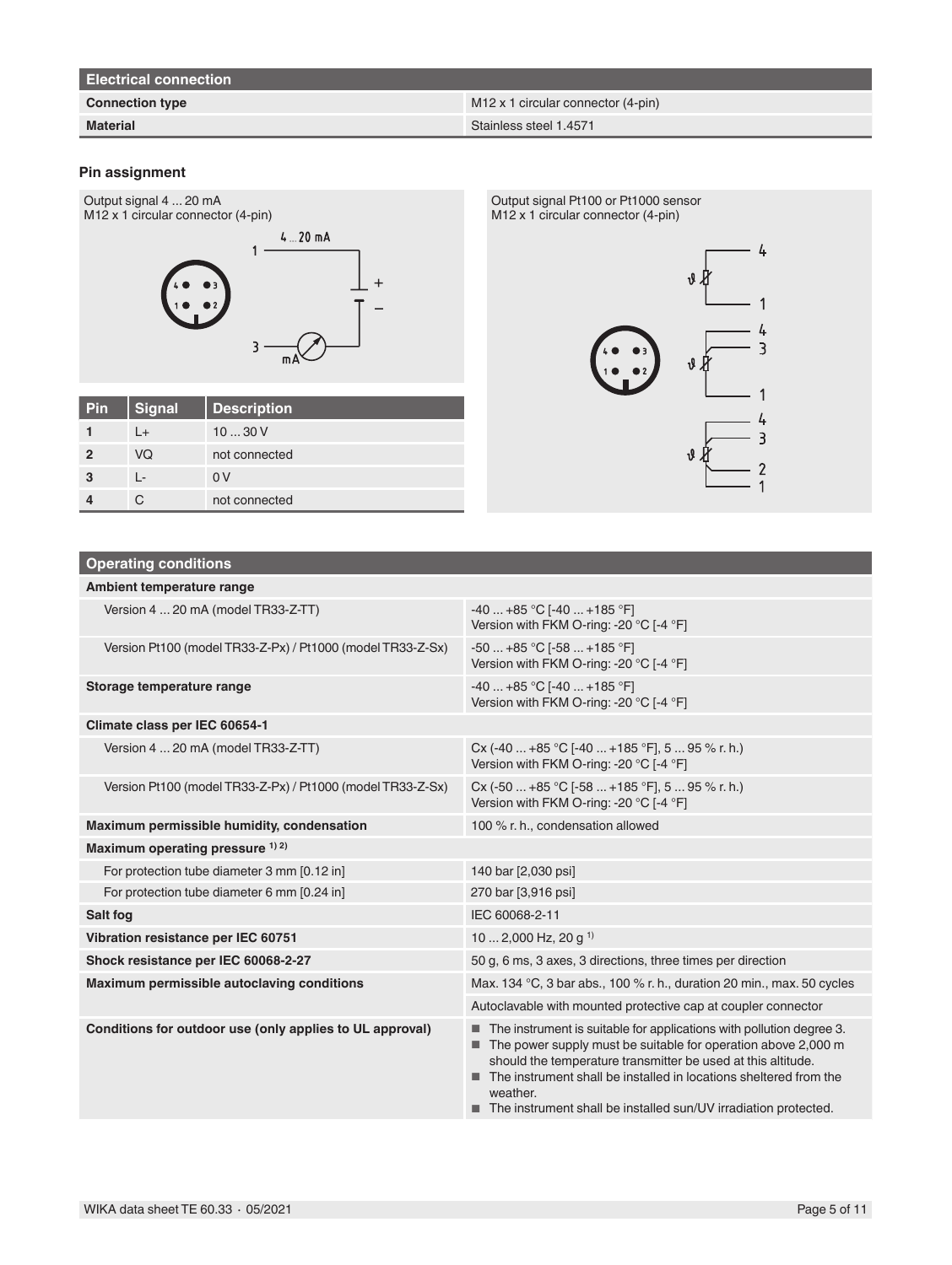| Electrical connection | |
|---|---|
| **Connection type** | M12 x 1 circular connector (4-pin) |
| **Material** | Stainless steel 1.4571 |

### Pin assignment

Output signal 4 ... 20 mA
M12 x 1 circular connector (4-pin)

| Pin | Signal | Description |
|---|---|---|
| **1** | L+ | 10 ... 30 V |
| **2** | VQ | not connected |
| **3** | L- | 0 V |
| **4** | C | not connected |

Output signal Pt100 or Pt1000 sensor
M12 x 1 circular connector (4-pin)

| Operating conditions | |
|---|---|
| **Ambient temperature range** | |
| Version 4 ... 20 mA (model TR33-Z-TT) | -40 ... +85 °C [-40 ... +185 °F]<br>Version with FKM O-ring: -20 °C [-4 °F] |
| Version Pt100 (model TR33-Z-Px) / Pt1000 (model TR33-Z-Sx) | -50 ... +85 °C [-58 ... +185 °F]<br>Version with FKM O-ring: -20 °C [-4 °F] |
| **Storage temperature range** | -40 ... +85 °C [-40 ... +185 °F]<br>Version with FKM O-ring: -20 °C [-4 °F] |
| **Climate class per IEC 60654-1** | |
| Version 4 ... 20 mA (model TR33-Z-TT) | Cx (-40 ... +85 °C [-40 ... +185 °F], 5 ... 95 % r. h.)<br>Version with FKM O-ring: -20 °C [-4 °F] |
| Version Pt100 (model TR33-Z-Px) / Pt1000 (model TR33-Z-Sx) | Cx (-50 ... +85 °C [-58 ... +185 °F], 5 ... 95 % r. h.)<br>Version with FKM O-ring: -20 °C [-4 °F] |
| **Maximum permissible humidity, condensation** | 100 % r. h., condensation allowed |
| **Maximum operating pressure** [1) 2)] | |
| For protection tube diameter 3 mm [0.12 in] | 140 bar [2,030 psi] |
| For protection tube diameter 6 mm [0.24 in] | 270 bar [3,916 psi] |
| **Salt fog** | IEC 60068-2-11 |
| **Vibration resistance per IEC 60751** | 10 ... 2,000 Hz, 20 g [1)] |
| **Shock resistance per IEC 60068-2-27** | 50 g, 6 ms, 3 axes, 3 directions, three times per direction |
| **Maximum permissible autoclaving conditions** | Max. 134 °C, 3 bar abs., 100 % r. h., duration 20 min., max. 50 cycles |
| | Autoclavable with mounted protective cap at coupler connector |
| **Conditions for outdoor use (only applies to UL approval)** | ■ The instrument is suitable for applications with pollution degree 3.<br>■ The power supply must be suitable for operation above 2,000 m should the temperature transmitter be used at this altitude.<br>■ The instrument shall be installed in locations sheltered from the weather.<br>■ The instrument shall be installed sun/UV irradiation protected. |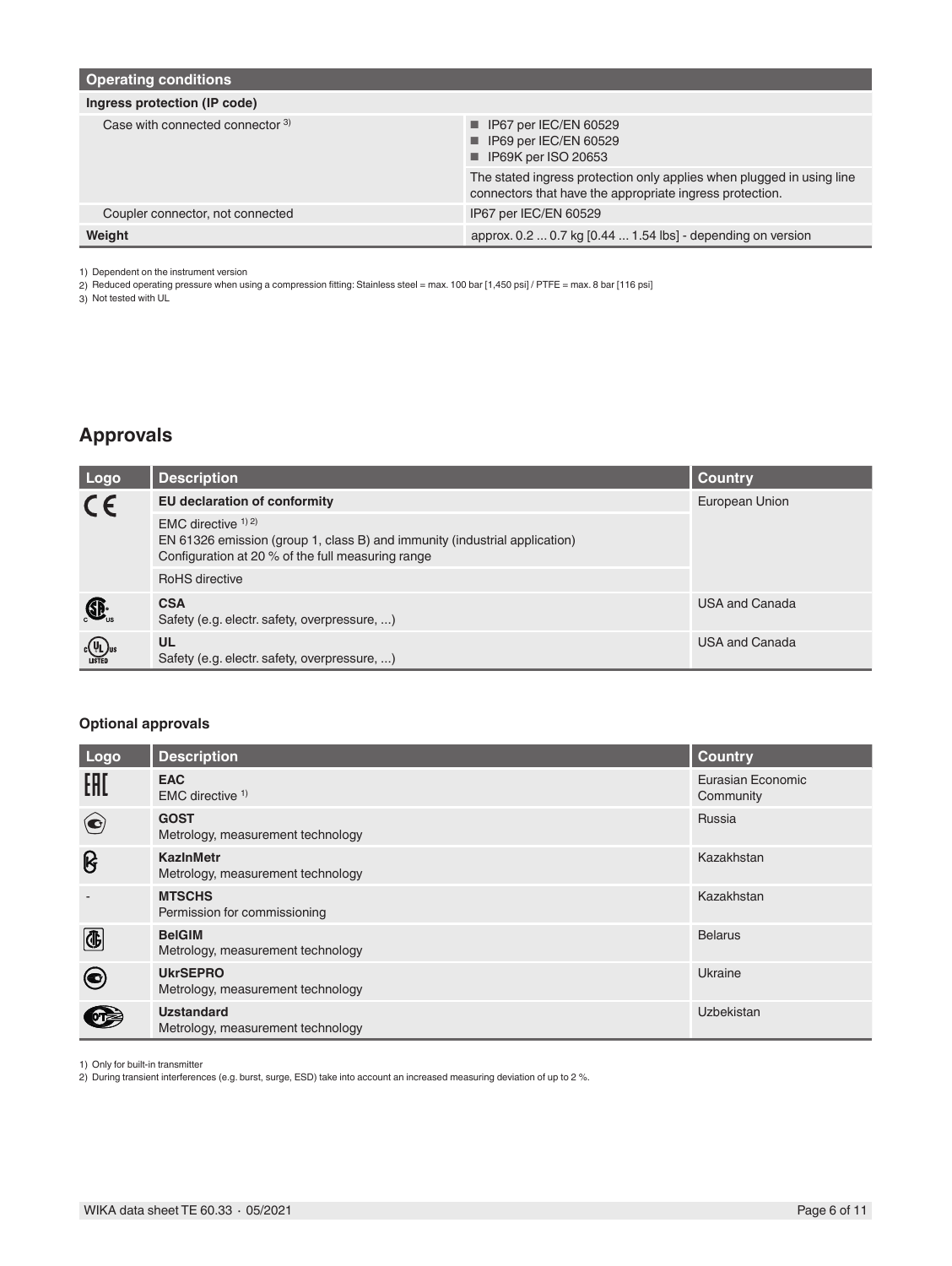| Operating conditions | |
|---|---|
| **Ingress protection (IP code)** | |
| Case with connected connector [3] | ■ IP67 per IEC/EN 60529<br>■ IP69 per IEC/EN 60529<br>■ IP69K per ISO 20653<br>The stated ingress protection only applies when plugged in using line connectors that have the appropriate ingress protection. |
| Coupler connector, not connected | IP67 per IEC/EN 60529 |
| **Weight** | approx. 0.2 ... 0.7 kg [0.44 ... 1.54 lbs] - depending on version |

1) Dependent on the instrument version
2) Reduced operating pressure when using a compression fitting: Stainless steel = max. 100 bar [1,450 psi] / PTFE = max. 8 bar [116 psi]
3) Not tested with UL

## Approvals

| Logo | Description | Country |
|---|---|---|
| CE | **EU declaration of conformity**<br>EMC directive [1) 2)]<br>EN 61326 emission (group 1, class B) and immunity (industrial application)<br>Configuration at 20 % of the full measuring range<br>RoHS directive | European Union |
| CSA | **CSA**<br>Safety (e.g. electr. safety, overpressure, ...) | USA and Canada |
| UL | **UL**<br>Safety (e.g. electr. safety, overpressure, ...) | USA and Canada |

### Optional approvals

| Logo | Description | Country |
|---|---|---|
| EAC | **EAC**<br>EMC directive [1)] | Eurasian Economic Community |
| GOST | **GOST**<br>Metrology, measurement technology | Russia |
| KazInMetr | **KazInMetr**<br>Metrology, measurement technology | Kazakhstan |
| - | **MTSCHS**<br>Permission for commissioning | Kazakhstan |
| BelGIM | **BelGIM**<br>Metrology, measurement technology | Belarus |
| UkrSEPRO | **UkrSEPRO**<br>Metrology, measurement technology | Ukraine |
| Uzstandard | **Uzstandard**<br>Metrology, measurement technology | Uzbekistan |

1) Only for built-in transmitter
2) During transient interferences (e.g. burst, surge, ESD) take into account an increased measuring deviation of up to 2 %.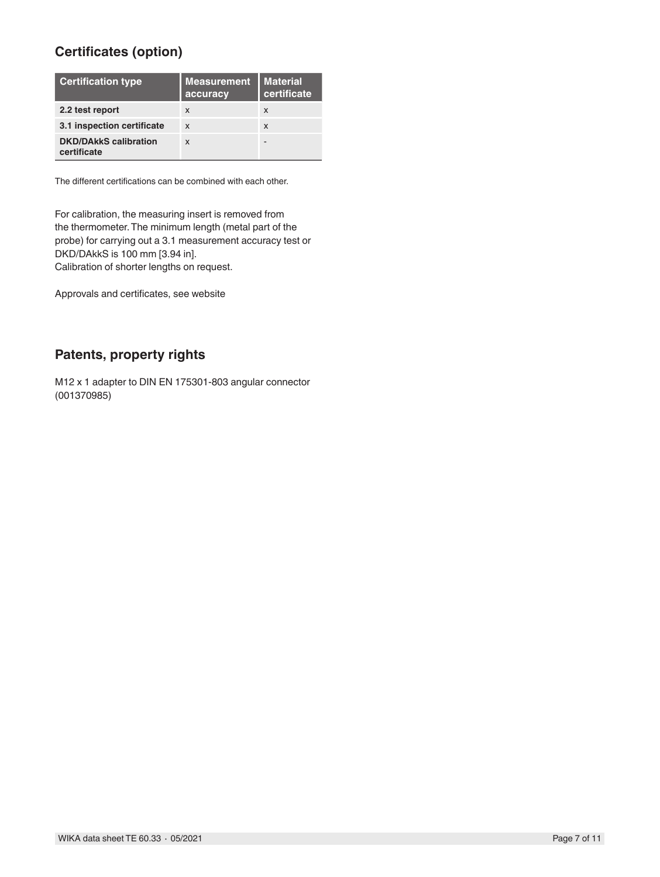## Certificates (option)

| Certification type | Measurement accuracy | Material certificate |
| --- | --- | --- |
| **2.2 test report** | x | x |
| **3.1 inspection certificate** | x | x |
| **DKD/DAkkS calibration certificate** | x | - |

The different certifications can be combined with each other.

For calibration, the measuring insert is removed from the thermometer. The minimum length (metal part of the probe) for carrying out a 3.1 measurement accuracy test or DKD/DAkkS is 100 mm [3.94 in].
Calibration of shorter lengths on request.

Approvals and certificates, see website

## Patents, property rights

M12 x 1 adapter to DIN EN 175301-803 angular connector (001370985)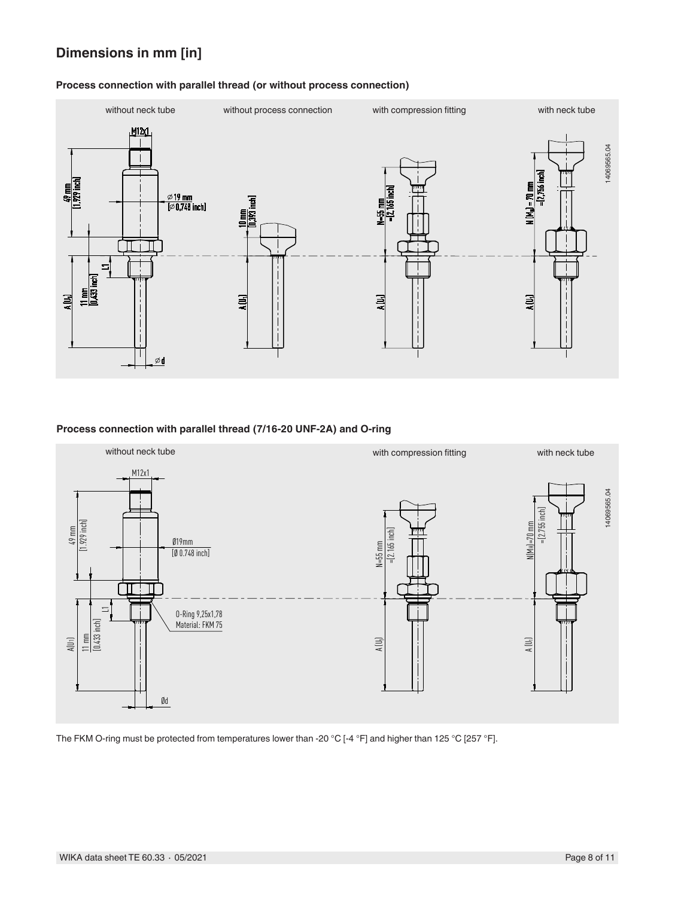## Dimensions in mm [in]

**Process connection with parallel thread (or without process connection)**

without neck tube | without process connection | with compression fitting | with neck tube

M12x1

49 mm [1.929 inch]

⌀ 19 mm [⌀ 0.748 inch]

10 mm [0.393 inch]

N=55 mm =[2.165 inch]

N ($M_H$) = 70 mm =[2.756 inch]

L1

11 mm [0.433 inch]

A ($U_1$)

⌀ d

14069565.04

**Process connection with parallel thread (7/16-20 UNF-2A) and O-ring**

without neck tube | with compression fitting | with neck tube

M12x1

49 mm [1.929 inch]

Ø19mm [Ø 0.748 inch]

N=55 mm =[2.165 inch]

N($M_H$)=70 mm =[2.755 inch]

L1

11 mm [0.433 inch]

O-Ring 9,25x1,78
Material: FKM 75

A($U_1$)

Ød

14069565.04

The FKM O-ring must be protected from temperatures lower than -20 °C [-4 °F] and higher than 125 °C [257 °F].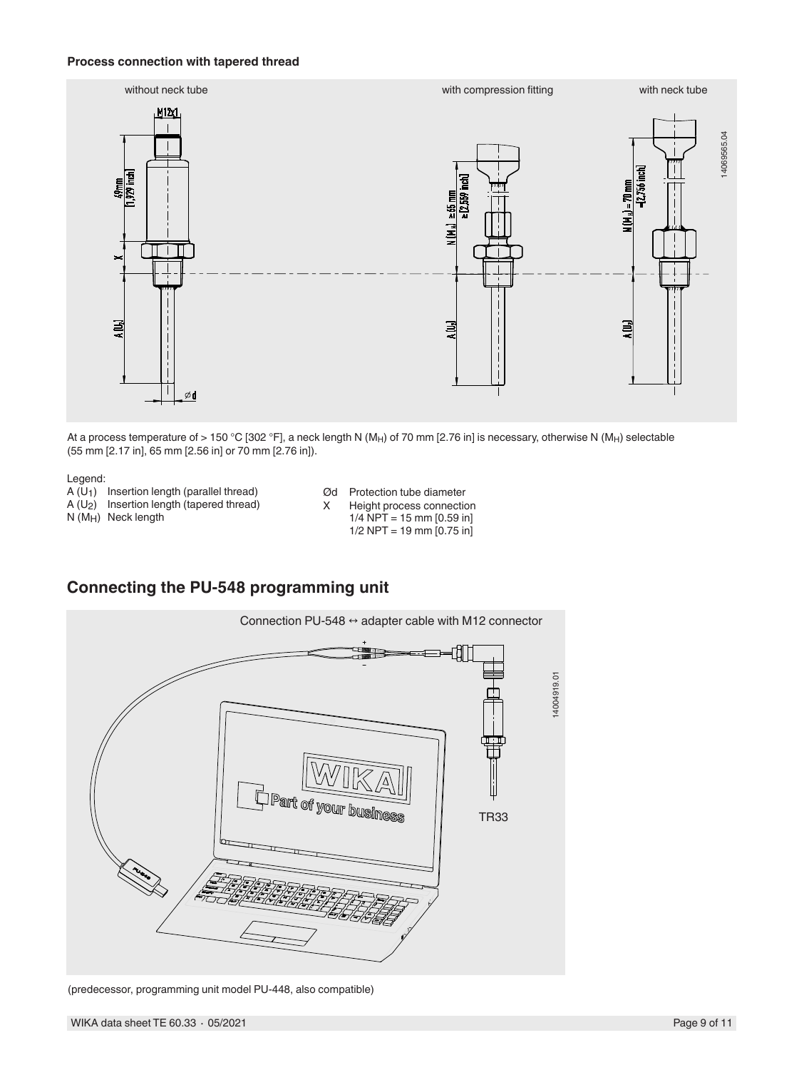**Process connection with tapered thread**

At a process temperature of > 150 °C [302 °F], a neck length N ($M_H$) of 70 mm [2.76 in] is necessary, otherwise N ($M_H$) selectable (55 mm [2.17 in], 65 mm [2.56 in] or 70 mm [2.76 in]).

Legend:

A ($U_1$) Insertion length (parallel thread)
A ($U_2$) Insertion length (tapered thread)
N ($M_H$) Neck length
Ød Protection tube diameter
X Height process connection
1/4 NPT = 15 mm [0.59 in]
1/2 NPT = 19 mm [0.75 in]

## Connecting the PU-548 programming unit

(predecessor, programming unit model PU-448, also compatible)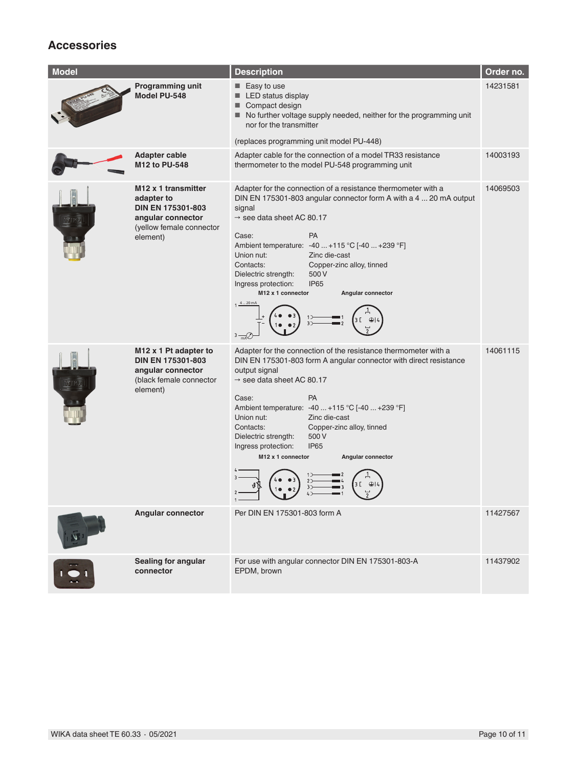## Accessories

| Model | Description | Order no. |
|---|---|---|
| **Programming unit Model PU-548** | ■ Easy to use<br>■ LED status display<br>■ Compact design<br>■ No further voltage supply needed, neither for the programming unit nor for the transmitter<br><br>(replaces programming unit model PU-448) | 14231581 |
| **Adapter cable M12 to PU-548** | Adapter cable for the connection of a model TR33 resistance thermometer to the model PU-548 programming unit | 14003193 |
| **M12 x 1 transmitter adapter to DIN EN 175301-803 angular connector** (yellow female connector element) | Adapter for the connection of a resistance thermometer with a DIN EN 175301-803 angular connector form A with a 4 ... 20 mA output signal<br>→ see data sheet AC 80.17<br><br>Case: PA<br>Ambient temperature: -40 ... +115 °C [-40 ... +239 °F]<br>Union nut: Zinc die-cast<br>Contacts: Copper-zinc alloy, tinned<br>Dielectric strength: 500 V<br>Ingress protection: IP65<br><br>M12 x 1 connector / Angular connector | 14069503 |
| **M12 x 1 Pt adapter to DIN EN 175301-803 angular connector** (black female connector element) | Adapter for the connection of the resistance thermometer with a DIN EN 175301-803 form A angular connector with direct resistance output signal<br>→ see data sheet AC 80.17<br><br>Case: PA<br>Ambient temperature: -40 ... +115 °C [-40 ... +239 °F]<br>Union nut: Zinc die-cast<br>Contacts: Copper-zinc alloy, tinned<br>Dielectric strength: 500 V<br>Ingress protection: IP65<br><br>M12 x 1 connector / Angular connector | 14061115 |
| **Angular connector** | Per DIN EN 175301-803 form A | 11427567 |
| **Sealing for angular connector** | For use with angular connector DIN EN 175301-803-A<br>EPDM, brown | 11437902 |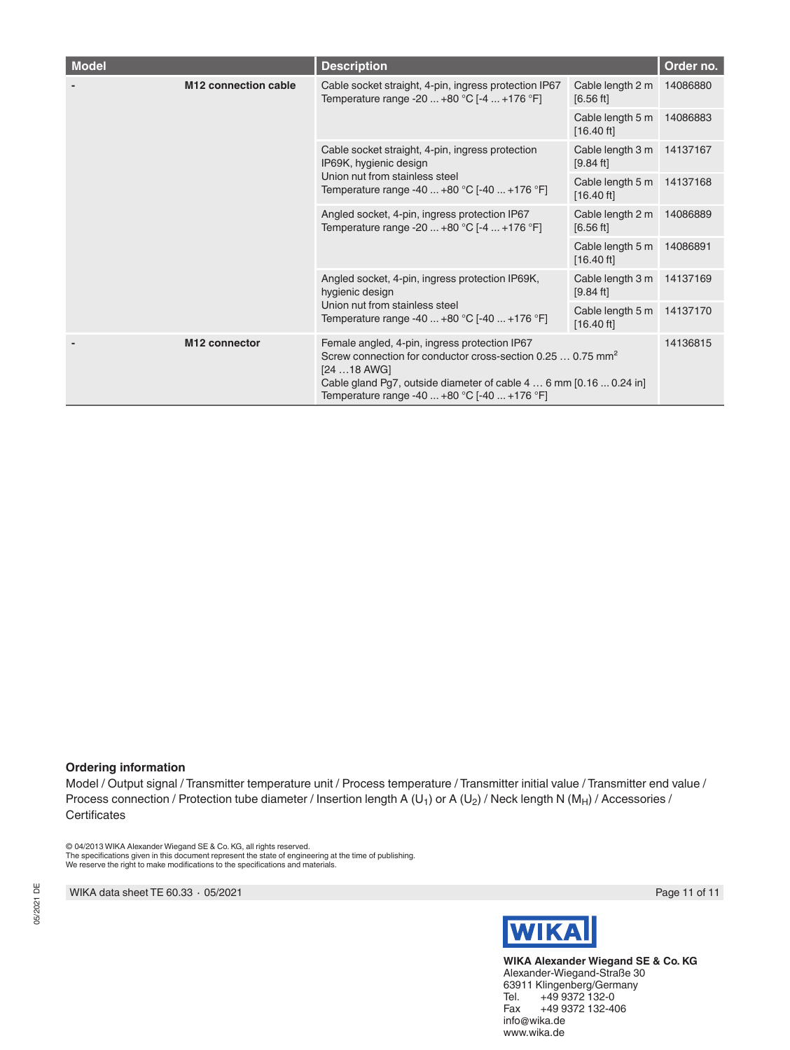| Model | | Description | | Order no. |
|---|---|---|---|---|
| - | **M12 connection cable** | Cable socket straight, 4-pin, ingress protection IP67<br>Temperature range -20 ... +80 °C [-4 ... +176 °F] | Cable length 2 m [6.56 ft] | 14086880 |
| | | | Cable length 5 m [16.40 ft] | 14086883 |
| | | Cable socket straight, 4-pin, ingress protection IP69K, hygienic design<br>Union nut from stainless steel<br>Temperature range -40 ... +80 °C [-40 ... +176 °F] | Cable length 3 m [9.84 ft] | 14137167 |
| | | | Cable length 5 m [16.40 ft] | 14137168 |
| | | Angled socket, 4-pin, ingress protection IP67<br>Temperature range -20 ... +80 °C [-4 ... +176 °F] | Cable length 2 m [6.56 ft] | 14086889 |
| | | | Cable length 5 m [16.40 ft] | 14086891 |
| | | Angled socket, 4-pin, ingress protection IP69K, hygienic design<br>Union nut from stainless steel<br>Temperature range -40 ... +80 °C [-40 ... +176 °F] | Cable length 3 m [9.84 ft] | 14137169 |
| | | | Cable length 5 m [16.40 ft] | 14137170 |
| - | **M12 connector** | Female angled, 4-pin, ingress protection IP67<br>Screw connection for conductor cross-section 0.25 … 0.75 $mm^2$ [24 …18 AWG]<br>Cable gland Pg7, outside diameter of cable 4 … 6 mm [0.16 ... 0.24 in]<br>Temperature range -40 ... +80 °C [-40 ... +176 °F] | | 14136815 |

**Ordering information**

Model / Output signal / Transmitter temperature unit / Process temperature / Transmitter initial value / Transmitter end value / Process connection / Protection tube diameter / Insertion length A ($U_1$) or A ($U_2$) / Neck length N ($M_H$) / Accessories / Certificates

© 04/2013 WIKA Alexander Wiegand SE & Co. KG, all rights reserved.
The specifications given in this document represent the state of engineering at the time of publishing.
We reserve the right to make modifications to the specifications and materials.

**WIKA Alexander Wiegand SE & Co. KG**
Alexander-Wiegand-Straße 30
63911 Klingenberg/Germany
Tel. +49 9372 132-0
Fax +49 9372 132-406
info@wika.de
www.wika.de